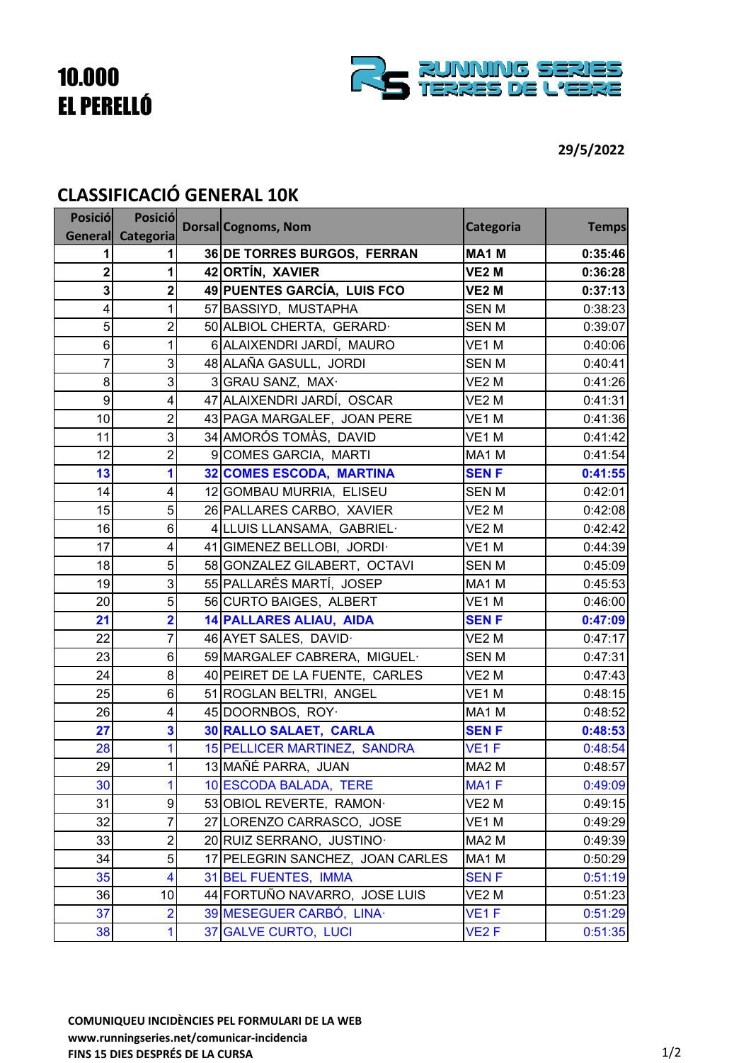# 10.000
# EL PERELLÓ

RUNNING SERIES TERRES DE L'EBRE

**29/5/2022**

## CLASSIFICACIÓ GENERAL 10K

| Posició General | Posició Categoria | Dorsal | Cognoms, Nom | Categoria | Temps |
|---|---|---|---|---|---|
| **1** | **1** | **36** | **DE TORRES BURGOS, FERRAN** | **MA1 M** | **0:35:46** |
| **2** | **1** | **42** | **ORTÍN, XAVIER** | **VE2 M** | **0:36:28** |
| **3** | **2** | **49** | **PUENTES GARCÍA, LUIS FCO** | **VE2 M** | **0:37:13** |
| 4 | 1 | 57 | BASSIYD, MUSTAPHA | SEN M | 0:38:23 |
| 5 | 2 | 50 | ALBIOL CHERTA, GERARD· | SEN M | 0:39:07 |
| 6 | 1 | 6 | ALAIXENDRI JARDÍ, MAURO | VE1 M | 0:40:06 |
| 7 | 3 | 48 | ALAÑA GASULL, JORDI | SEN M | 0:40:41 |
| 8 | 3 | 3 | GRAU SANZ, MAX· | VE2 M | 0:41:26 |
| 9 | 4 | 47 | ALAIXENDRI JARDÍ, OSCAR | VE2 M | 0:41:31 |
| 10 | 2 | 43 | PAGA MARGALEF, JOAN PERE | VE1 M | 0:41:36 |
| 11 | 3 | 34 | AMORÓS TOMÀS, DAVID | VE1 M | 0:41:42 |
| 12 | 2 | 9 | COMES GARCIA, MARTI | MA1 M | 0:41:54 |
| **13** | **1** | **32** | **COMES ESCODA, MARTINA** | **SEN F** | **0:41:55** |
| 14 | 4 | 12 | GOMBAU MURRIA, ELISEU | SEN M | 0:42:01 |
| 15 | 5 | 26 | PALLARES CARBO, XAVIER | VE2 M | 0:42:08 |
| 16 | 6 | 4 | LLUIS LLANSAMA, GABRIEL· | VE2 M | 0:42:42 |
| 17 | 4 | 41 | GIMENEZ BELLOBI, JORDI· | VE1 M | 0:44:39 |
| 18 | 5 | 58 | GONZALEZ GILABERT, OCTAVI | SEN M | 0:45:09 |
| 19 | 3 | 55 | PALLARÉS MARTÍ, JOSEP | MA1 M | 0:45:53 |
| 20 | 5 | 56 | CURTO BAIGES, ALBERT | VE1 M | 0:46:00 |
| **21** | **2** | **14** | **PALLARES ALIAU, AIDA** | **SEN F** | **0:47:09** |
| 22 | 7 | 46 | AYET SALES, DAVID· | VE2 M | 0:47:17 |
| 23 | 6 | 59 | MARGALEF CABRERA, MIGUEL· | SEN M | 0:47:31 |
| 24 | 8 | 40 | PEIRET DE LA FUENTE, CARLES | VE2 M | 0:47:43 |
| 25 | 6 | 51 | ROGLAN BELTRI, ANGEL | VE1 M | 0:48:15 |
| 26 | 4 | 45 | DOORNBOS, ROY· | MA1 M | 0:48:52 |
| **27** | **3** | **30** | **RALLO SALAET, CARLA** | **SEN F** | **0:48:53** |
| 28 | 1 | 15 | PELLICER MARTINEZ, SANDRA | VE1 F | 0:48:54 |
| 29 | 1 | 13 | MAÑÉ PARRA, JUAN | MA2 M | 0:48:57 |
| 30 | 1 | 10 | ESCODA BALADA, TERE | MA1 F | 0:49:09 |
| 31 | 9 | 53 | OBIOL REVERTE, RAMON· | VE2 M | 0:49:15 |
| 32 | 7 | 27 | LORENZO CARRASCO, JOSE | VE1 M | 0:49:29 |
| 33 | 2 | 20 | RUIZ SERRANO, JUSTINO· | MA2 M | 0:49:39 |
| 34 | 5 | 17 | PELEGRIN SANCHEZ, JOAN CARLES | MA1 M | 0:50:29 |
| 35 | 4 | 31 | BEL FUENTES, IMMA | SEN F | 0:51:19 |
| 36 | 10 | 44 | FORTUÑO NAVARRO, JOSE LUIS | VE2 M | 0:51:23 |
| 37 | 2 | 39 | MESEGUER CARBÓ, LINA· | VE1 F | 0:51:29 |
| 38 | 1 | 37 | GALVE CURTO, LUCI | VE2 F | 0:51:35 |

**COMUNIQUEU INCIDÈNCIES PEL FORMULARI DE LA WEB**
**www.runningseries.net/comunicar-incidencia**
**FINS 15 DIES DESPRÉS DE LA CURSA**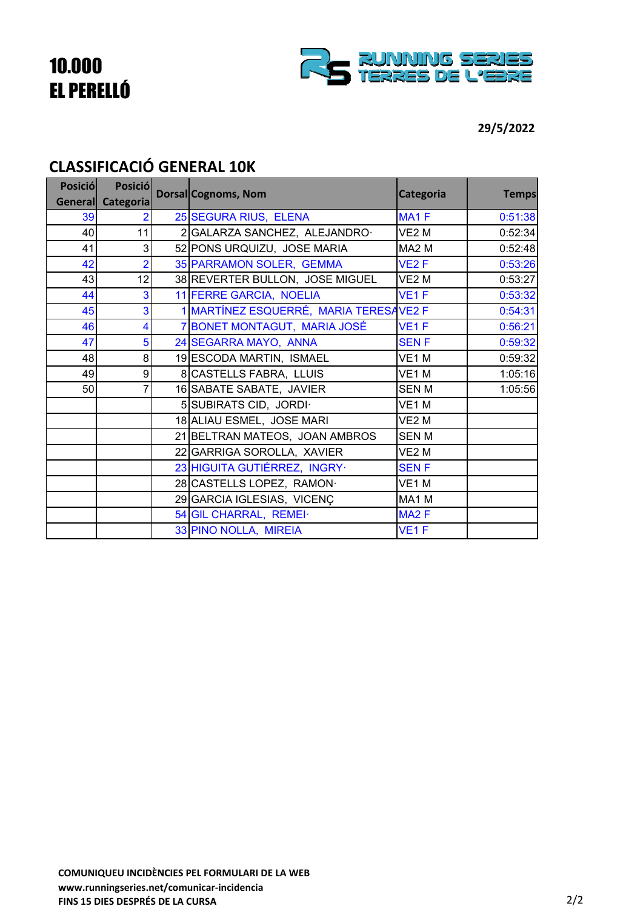# 10.000 EL PERELLÓ

RUNNING SERIES TERRES DE L'EBRE

**29/5/2022**

## CLASSIFICACIÓ GENERAL 10K

| Posició General | Posició Categoria | Dorsal | Cognoms, Nom | Categoria | Temps |
|---|---|---|---|---|---|
| 39 | 2 | 25 | SEGURA RIUS, ELENA | MA1 F | 0:51:38 |
| 40 | 11 | 2 | GALARZA SANCHEZ, ALEJANDRO· | VE2 M | 0:52:34 |
| 41 | 3 | 52 | PONS URQUIZU, JOSE MARIA | MA2 M | 0:52:48 |
| 42 | 2 | 35 | PARRAMON SOLER, GEMMA | VE2 F | 0:53:26 |
| 43 | 12 | 38 | REVERTER BULLON, JOSE MIGUEL | VE2 M | 0:53:27 |
| 44 | 3 | 11 | FERRE GARCIA, NOELIA | VE1 F | 0:53:32 |
| 45 | 3 | 1 | MARTÍNEZ ESQUERRÉ, MARIA TERESA | VE2 F | 0:54:31 |
| 46 | 4 | 7 | BONET MONTAGUT, MARIA JOSÉ | VE1 F | 0:56:21 |
| 47 | 5 | 24 | SEGARRA MAYO, ANNA | SEN F | 0:59:32 |
| 48 | 8 | 19 | ESCODA MARTIN, ISMAEL | VE1 M | 0:59:32 |
| 49 | 9 | 8 | CASTELLS FABRA, LLUIS | VE1 M | 1:05:16 |
| 50 | 7 | 16 | SABATE SABATE, JAVIER | SEN M | 1:05:56 |
| | | 5 | SUBIRATS CID, JORDI· | VE1 M | |
| | | 18 | ALIAU ESMEL, JOSE MARI | VE2 M | |
| | | 21 | BELTRAN MATEOS, JOAN AMBROS | SEN M | |
| | | 22 | GARRIGA SOROLLA, XAVIER | VE2 M | |
| | | 23 | HIGUITA GUTIÉRREZ, INGRY· | SEN F | |
| | | 28 | CASTELLS LOPEZ, RAMON· | VE1 M | |
| | | 29 | GARCIA IGLESIAS, VICENÇ | MA1 M | |
| | | 54 | GIL CHARRAL, REMEI· | MA2 F | |
| | | 33 | PINO NOLLA, MIREIA | VE1 F | |

**COMUNIQUEU INCIDÈNCIES PEL FORMULARI DE LA WEB**
**www.runningseries.net/comunicar-incidencia**
**FINS 15 DIES DESPRÉS DE LA CURSA**